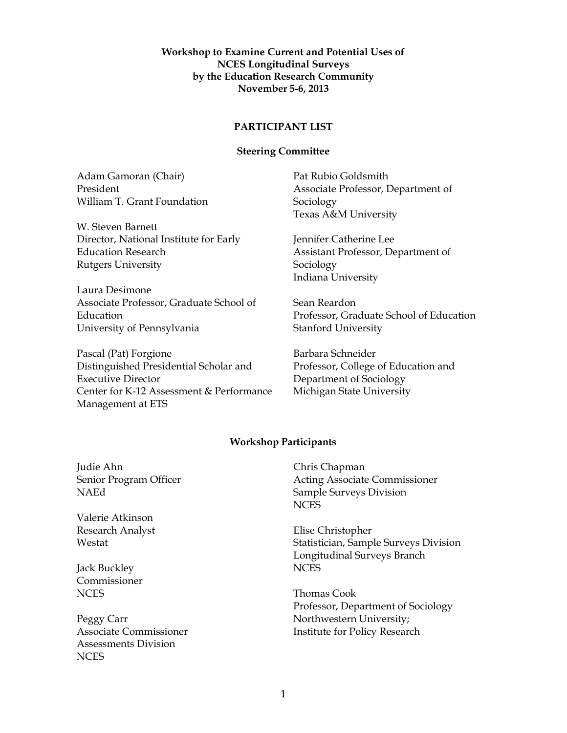**Workshop to Examine Current and Potential Uses of NCES Longitudinal Surveys by the Education Research Community**
**November 5-6, 2013**

## PARTICIPANT LIST

### Steering Committee

Adam Gamoran (Chair)
President
William T. Grant Foundation

W. Steven Barnett
Director, National Institute for Early Education Research
Rutgers University

Laura Desimone
Associate Professor, Graduate School of Education
University of Pennsylvania

Pascal (Pat) Forgione
Distinguished Presidential Scholar and Executive Director
Center for K-12 Assessment & Performance Management at ETS

Pat Rubio Goldsmith
Associate Professor, Department of Sociology
Texas A&M University

Jennifer Catherine Lee
Assistant Professor, Department of Sociology
Indiana University

Sean Reardon
Professor, Graduate School of Education
Stanford University

Barbara Schneider
Professor, College of Education and Department of Sociology
Michigan State University

### Workshop Participants

Judie Ahn
Senior Program Officer
NAEd

Valerie Atkinson
Research Analyst
Westat

Jack Buckley
Commissioner
NCES

Peggy Carr
Associate Commissioner
Assessments Division
NCES

Chris Chapman
Acting Associate Commissioner
Sample Surveys Division
NCES

Elise Christopher
Statistician, Sample Surveys Division
Longitudinal Surveys Branch
NCES

Thomas Cook
Professor, Department of Sociology
Northwestern University;
Institute for Policy Research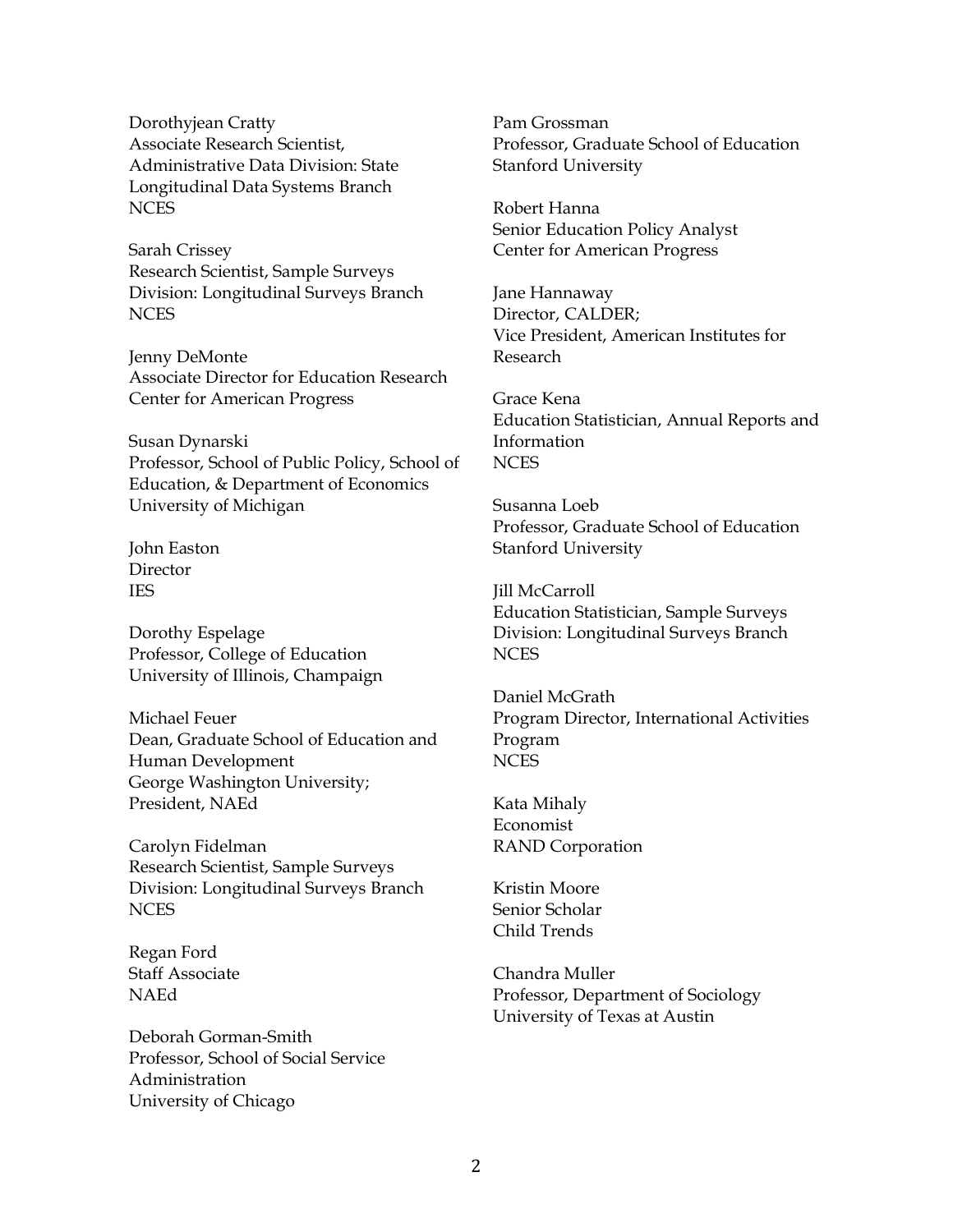Dorothyjean Cratty
Associate Research Scientist,
Administrative Data Division: State Longitudinal Data Systems Branch
NCES

Sarah Crissey
Research Scientist, Sample Surveys Division: Longitudinal Surveys Branch
NCES

Jenny DeMonte
Associate Director for Education Research
Center for American Progress

Susan Dynarski
Professor, School of Public Policy, School of Education, & Department of Economics
University of Michigan

John Easton
Director
IES

Dorothy Espelage
Professor, College of Education
University of Illinois, Champaign

Michael Feuer
Dean, Graduate School of Education and Human Development
George Washington University;
President, NAEd

Carolyn Fidelman
Research Scientist, Sample Surveys Division: Longitudinal Surveys Branch
NCES

Regan Ford
Staff Associate
NAEd

Deborah Gorman-Smith
Professor, School of Social Service Administration
University of Chicago

Pam Grossman
Professor, Graduate School of Education
Stanford University

Robert Hanna
Senior Education Policy Analyst
Center for American Progress

Jane Hannaway
Director, CALDER;
Vice President, American Institutes for Research

Grace Kena
Education Statistician, Annual Reports and Information
NCES

Susanna Loeb
Professor, Graduate School of Education
Stanford University

Jill McCarroll
Education Statistician, Sample Surveys Division: Longitudinal Surveys Branch
NCES

Daniel McGrath
Program Director, International Activities Program
NCES

Kata Mihaly
Economist
RAND Corporation

Kristin Moore
Senior Scholar
Child Trends

Chandra Muller
Professor, Department of Sociology
University of Texas at Austin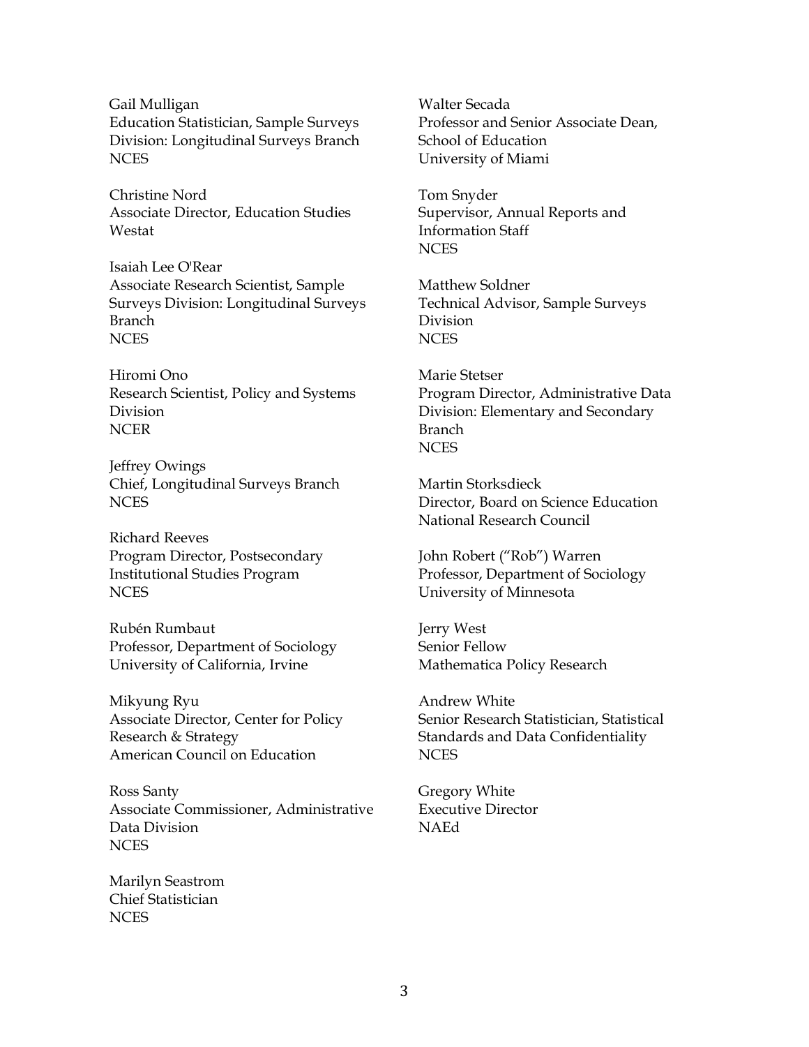Gail Mulligan
Education Statistician, Sample Surveys Division: Longitudinal Surveys Branch
NCES

Christine Nord
Associate Director, Education Studies
Westat

Isaiah Lee O'Rear
Associate Research Scientist, Sample Surveys Division: Longitudinal Surveys Branch
NCES

Hiromi Ono
Research Scientist, Policy and Systems Division
NCER

Jeffrey Owings
Chief, Longitudinal Surveys Branch
NCES

Richard Reeves
Program Director, Postsecondary Institutional Studies Program
NCES

Rubén Rumbaut
Professor, Department of Sociology
University of California, Irvine

Mikyung Ryu
Associate Director, Center for Policy Research & Strategy
American Council on Education

Ross Santy
Associate Commissioner, Administrative Data Division
NCES

Marilyn Seastrom
Chief Statistician
NCES

Walter Secada
Professor and Senior Associate Dean, School of Education
University of Miami

Tom Snyder
Supervisor, Annual Reports and Information Staff
NCES

Matthew Soldner
Technical Advisor, Sample Surveys Division
NCES

Marie Stetser
Program Director, Administrative Data Division: Elementary and Secondary Branch
NCES

Martin Storksdieck
Director, Board on Science Education
National Research Council

John Robert ("Rob") Warren
Professor, Department of Sociology
University of Minnesota

Jerry West
Senior Fellow
Mathematica Policy Research

Andrew White
Senior Research Statistician, Statistical Standards and Data Confidentiality
NCES

Gregory White
Executive Director
NAEd